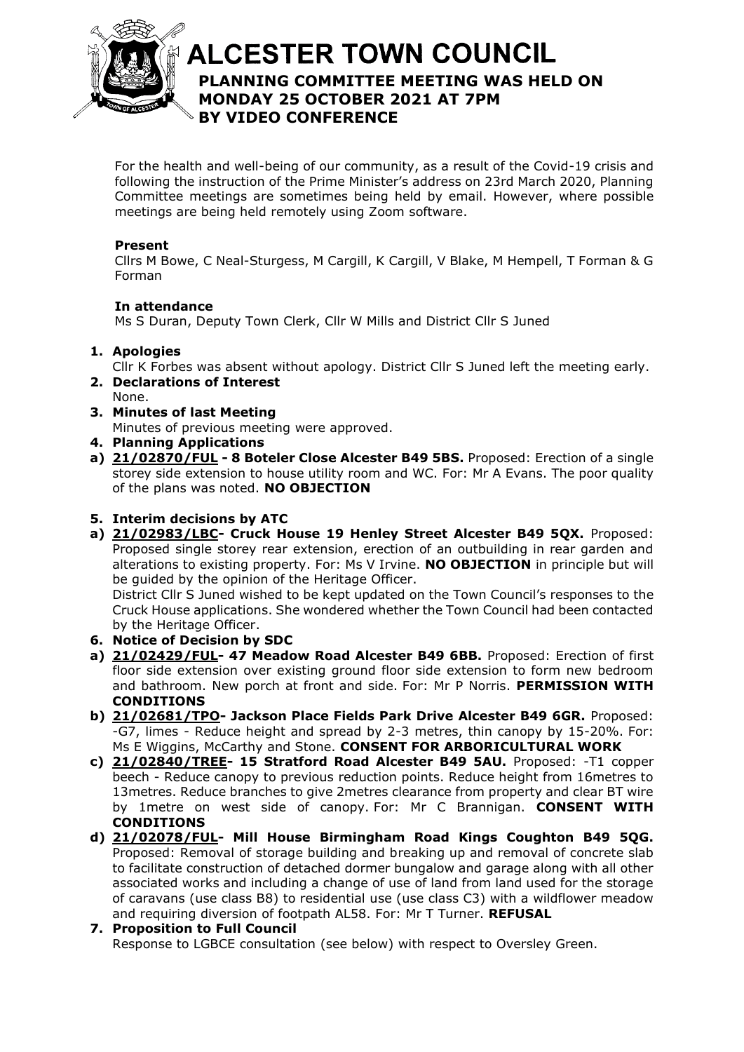# ALCESTER TOWN COUNCIL

## PLANNING COMMITTEE MEETING WAS HELD ON MONDAY 25 OCTOBER 2021 AT 7PM BY VIDEO CONFERENCE

For the health and well-being of our community, as a result of the Covid-19 crisis and following the instruction of the Prime Minister's address on 23rd March 2020, Planning Committee meetings are sometimes being held by email. However, where possible meetings are being held remotely using Zoom software.

**Present**

Cllrs M Bowe, C Neal-Sturgess, M Cargill, K Cargill, V Blake, M Hempell, T Forman & G Forman

**In attendance**

Ms S Duran, Deputy Town Clerk, Cllr W Mills and District Cllr S Juned

1. **Apologies**
   Cllr K Forbes was absent without apology. District Cllr S Juned left the meeting early.
2. **Declarations of Interest**
   None.
3. **Minutes of last Meeting**
   Minutes of previous meeting were approved.
4. **Planning Applications**

**a) 21/02870/FUL - 8 Boteler Close Alcester B49 5BS.** Proposed: Erection of a single storey side extension to house utility room and WC. For: Mr A Evans. The poor quality of the plans was noted. **NO OBJECTION**

5. **Interim decisions by ATC**

**a) 21/02983/LBC- Cruck House 19 Henley Street Alcester B49 5QX.** Proposed: Proposed single storey rear extension, erection of an outbuilding in rear garden and alterations to existing property. For: Ms V Irvine. **NO OBJECTION** in principle but will be guided by the opinion of the Heritage Officer.

District Cllr S Juned wished to be kept updated on the Town Council's responses to the Cruck House applications. She wondered whether the Town Council had been contacted by the Heritage Officer.

6. **Notice of Decision by SDC**

**a) 21/02429/FUL- 47 Meadow Road Alcester B49 6BB.** Proposed: Erection of first floor side extension over existing ground floor side extension to form new bedroom and bathroom. New porch at front and side. For: Mr P Norris. **PERMISSION WITH CONDITIONS**

**b) 21/02681/TPO- Jackson Place Fields Park Drive Alcester B49 6GR.** Proposed: -G7, limes - Reduce height and spread by 2-3 metres, thin canopy by 15-20%. For: Ms E Wiggins, McCarthy and Stone. **CONSENT FOR ARBORICULTURAL WORK**

**c) 21/02840/TREE- 15 Stratford Road Alcester B49 5AU.** Proposed: -T1 copper beech - Reduce canopy to previous reduction points. Reduce height from 16metres to 13metres. Reduce branches to give 2metres clearance from property and clear BT wire by 1metre on west side of canopy. For: Mr C Brannigan. **CONSENT WITH CONDITIONS**

**d) 21/02078/FUL- Mill House Birmingham Road Kings Coughton B49 5QG.** Proposed: Removal of storage building and breaking up and removal of concrete slab to facilitate construction of detached dormer bungalow and garage along with all other associated works and including a change of use of land from land used for the storage of caravans (use class B8) to residential use (use class C3) with a wildflower meadow and requiring diversion of footpath AL58. For: Mr T Turner. **REFUSAL**

7. **Proposition to Full Council**
   Response to LGBCE consultation (see below) with respect to Oversley Green.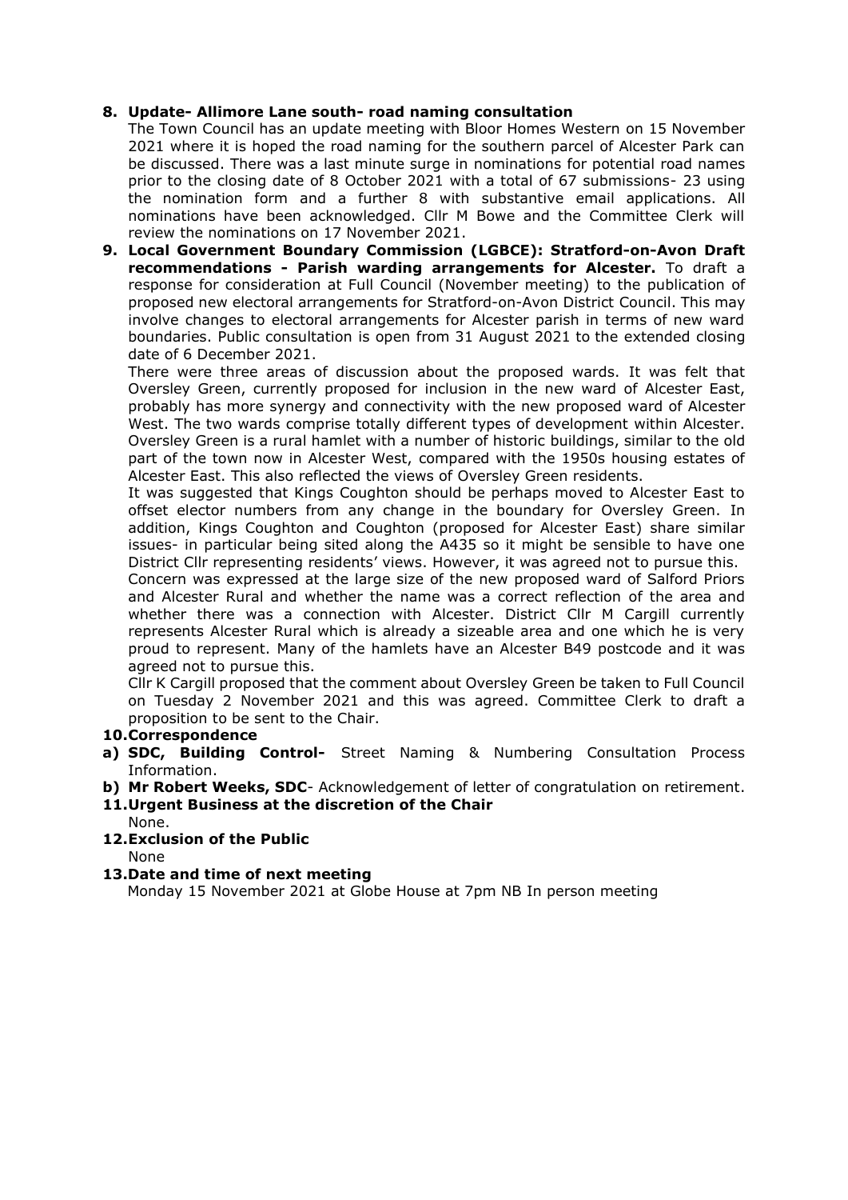**8. Update- Allimore Lane south- road naming consultation**

The Town Council has an update meeting with Bloor Homes Western on 15 November 2021 where it is hoped the road naming for the southern parcel of Alcester Park can be discussed. There was a last minute surge in nominations for potential road names prior to the closing date of 8 October 2021 with a total of 67 submissions- 23 using the nomination form and a further 8 with substantive email applications. All nominations have been acknowledged. Cllr M Bowe and the Committee Clerk will review the nominations on 17 November 2021.

**9. Local Government Boundary Commission (LGBCE): Stratford-on-Avon Draft recommendations - Parish warding arrangements for Alcester.** To draft a response for consideration at Full Council (November meeting) to the publication of proposed new electoral arrangements for Stratford-on-Avon District Council. This may involve changes to electoral arrangements for Alcester parish in terms of new ward boundaries. Public consultation is open from 31 August 2021 to the extended closing date of 6 December 2021.

There were three areas of discussion about the proposed wards. It was felt that Oversley Green, currently proposed for inclusion in the new ward of Alcester East, probably has more synergy and connectivity with the new proposed ward of Alcester West. The two wards comprise totally different types of development within Alcester. Oversley Green is a rural hamlet with a number of historic buildings, similar to the old part of the town now in Alcester West, compared with the 1950s housing estates of Alcester East. This also reflected the views of Oversley Green residents.

It was suggested that Kings Coughton should be perhaps moved to Alcester East to offset elector numbers from any change in the boundary for Oversley Green. In addition, Kings Coughton and Coughton (proposed for Alcester East) share similar issues- in particular being sited along the A435 so it might be sensible to have one District Cllr representing residents' views. However, it was agreed not to pursue this.

Concern was expressed at the large size of the new proposed ward of Salford Priors and Alcester Rural and whether the name was a correct reflection of the area and whether there was a connection with Alcester. District Cllr M Cargill currently represents Alcester Rural which is already a sizeable area and one which he is very proud to represent. Many of the hamlets have an Alcester B49 postcode and it was agreed not to pursue this.

Cllr K Cargill proposed that the comment about Oversley Green be taken to Full Council on Tuesday 2 November 2021 and this was agreed. Committee Clerk to draft a proposition to be sent to the Chair.

**10. Correspondence**

**a) SDC, Building Control-** Street Naming & Numbering Consultation Process Information.

**b) Mr Robert Weeks, SDC**- Acknowledgement of letter of congratulation on retirement.

**11. Urgent Business at the discretion of the Chair**

None.

**12. Exclusion of the Public**

None

**13. Date and time of next meeting**

Monday 15 November 2021 at Globe House at 7pm NB In person meeting